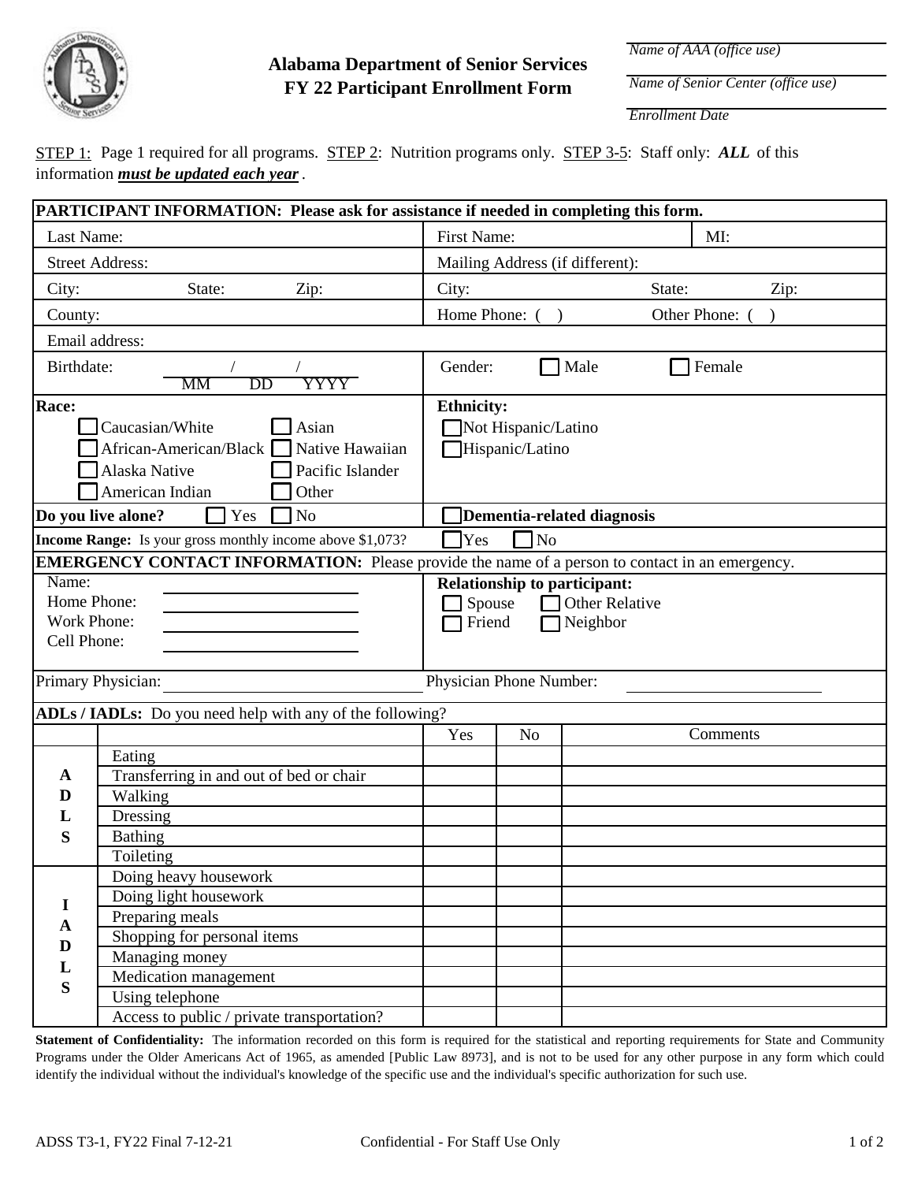# Alabama Department of Senior Services
## FY 22 Participant Enrollment Form

*Name of AAA (office use)* ______________________

*Name of Senior Center (office use)* ______________________

*Enrollment Date* ______________________

STEP 1: Page 1 required for all programs. STEP 2: Nutrition programs only. STEP 3-5: Staff only: ***ALL*** of this information ***must be updated each year***.

**PARTICIPANT INFORMATION: Please ask for assistance if needed in completing this form.**

| | | |
|---|---|---|
| Last Name: | First Name: | MI: |
| Street Address: | Mailing Address (if different): | |
| City: State: Zip: | City: State: Zip: | |
| County: | Home Phone: ( ) Other Phone: ( ) | |
| Email address: | | |
| Birthdate: / / (MM DD YYYY) | Gender: ☐ Male ☐ Female | |

**Race:**
- ☐ Caucasian/White
- ☐ Asian
- ☐ African-American/Black
- ☐ Native Hawaiian
- ☐ Alaska Native
- ☐ Pacific Islander
- ☐ American Indian
- ☐ Other

**Ethnicity:**
- ☐ Not Hispanic/Latino
- ☐ Hispanic/Latino

**Do you live alone?** ☐ Yes ☐ No

☐ **Dementia-related diagnosis**

**Income Range:** Is your gross monthly income above $1,073? ☐ Yes ☐ No

**EMERGENCY CONTACT INFORMATION:** Please provide the name of a person to contact in an emergency.

Name: ______________________
Home Phone: ______________________
Work Phone: ______________________
Cell Phone: ______________________

**Relationship to participant:**
- ☐ Spouse
- ☐ Other Relative
- ☐ Friend
- ☐ Neighbor

Primary Physician: ______________________ Physician Phone Number: ______________________

**ADLs / IADLs:** Do you need help with any of the following?

| | | Yes | No | Comments |
|---|---|---|---|---|
| ADLS | Eating | | | |
| | Transferring in and out of bed or chair | | | |
| | Walking | | | |
| | Dressing | | | |
| | Bathing | | | |
| | Toileting | | | |
| IADLS | Doing heavy housework | | | |
| | Doing light housework | | | |
| | Preparing meals | | | |
| | Shopping for personal items | | | |
| | Managing money | | | |
| | Medication management | | | |
| | Using telephone | | | |
| | Access to public / private transportation? | | | |

**Statement of Confidentiality:** The information recorded on this form is required for the statistical and reporting requirements for State and Community Programs under the Older Americans Act of 1965, as amended [Public Law 8973], and is not to be used for any other purpose in any form which could identify the individual without the individual's knowledge of the specific use and the individual's specific authorization for such use.

ADSS T3-1, FY22 Final 7-12-21 Confidential - For Staff Use Only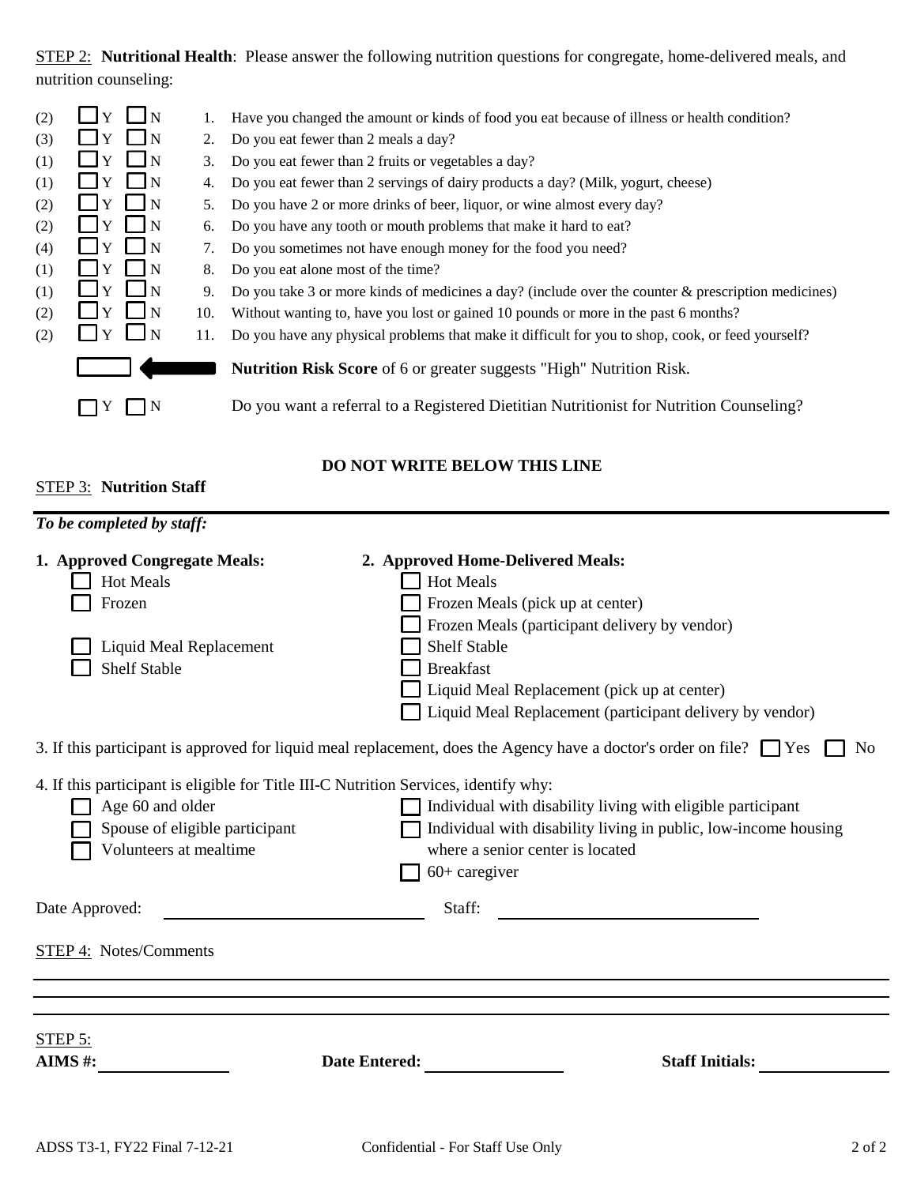STEP 2: **Nutritional Health**: Please answer the following nutrition questions for congregate, home-delivered meals, and nutrition counseling:

| | | | |
|---|---|---|---|
| (2) | ☐ Y ☐ N | 1. | Have you changed the amount or kinds of food you eat because of illness or health condition? |
| (3) | ☐ Y ☐ N | 2. | Do you eat fewer than 2 meals a day? |
| (1) | ☐ Y ☐ N | 3. | Do you eat fewer than 2 fruits or vegetables a day? |
| (1) | ☐ Y ☐ N | 4. | Do you eat fewer than 2 servings of dairy products a day? (Milk, yogurt, cheese) |
| (2) | ☐ Y ☐ N | 5. | Do you have 2 or more drinks of beer, liquor, or wine almost every day? |
| (2) | ☐ Y ☐ N | 6. | Do you have any tooth or mouth problems that make it hard to eat? |
| (4) | ☐ Y ☐ N | 7. | Do you sometimes not have enough money for the food you need? |
| (1) | ☐ Y ☐ N | 8. | Do you eat alone most of the time? |
| (1) | ☐ Y ☐ N | 9. | Do you take 3 or more kinds of medicines a day? (include over the counter & prescription medicines) |
| (2) | ☐ Y ☐ N | 10. | Without wanting to, have you lost or gained 10 pounds or more in the past 6 months? |
| (2) | ☐ Y ☐ N | 11. | Do you have any physical problems that make it difficult for you to shop, cook, or feed yourself? |

☐ ← **Nutrition Risk Score** of 6 or greater suggests "High" Nutrition Risk.

☐ Y ☐ N Do you want a referral to a Registered Dietitian Nutritionist for Nutrition Counseling?

**DO NOT WRITE BELOW THIS LINE**

STEP 3: **Nutrition Staff**

***To be completed by staff:***

**1. Approved Congregate Meals:**

- ☐ Hot Meals
- ☐ Frozen
- ☐ Liquid Meal Replacement
- ☐ Shelf Stable

**2. Approved Home-Delivered Meals:**

- ☐ Hot Meals
- ☐ Frozen Meals (pick up at center)
- ☐ Frozen Meals (participant delivery by vendor)
- ☐ Shelf Stable
- ☐ Breakfast
- ☐ Liquid Meal Replacement (pick up at center)
- ☐ Liquid Meal Replacement (participant delivery by vendor)

3. If this participant is approved for liquid meal replacement, does the Agency have a doctor's order on file? ☐ Yes ☐ No

4. If this participant is eligible for Title III-C Nutrition Services, identify why:

- ☐ Age 60 and older
- ☐ Spouse of eligible participant
- ☐ Volunteers at mealtime
- ☐ Individual with disability living with eligible participant
- ☐ Individual with disability living in public, low-income housing where a senior center is located
- ☐ 60+ caregiver

Date Approved: ______________________ Staff: ______________________

STEP 4: Notes/Comments

______________________________________________________________________

______________________________________________________________________

STEP 5:

**AIMS #:** ____________ **Date Entered:** ____________ **Staff Initials:** ____________

ADSS T3-1, FY22 Final 7-12-21 Confidential - For Staff Use Only